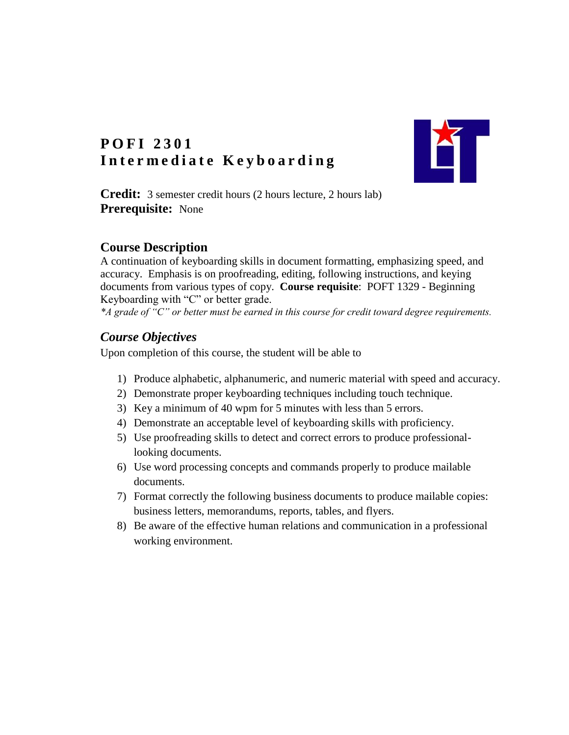# POFI 2301
# Intermediate Keyboarding

**Credit:** 3 semester credit hours (2 hours lecture, 2 hours lab)
**Prerequisite:** None

## Course Description

A continuation of keyboarding skills in document formatting, emphasizing speed, and accuracy. Emphasis is on proofreading, editing, following instructions, and keying documents from various types of copy. **Course requisite**: POFT 1329 - Beginning Keyboarding with "C" or better grade.
*\*A grade of "C" or better must be earned in this course for credit toward degree requirements.*

## *Course Objectives*

Upon completion of this course, the student will be able to

1) Produce alphabetic, alphanumeric, and numeric material with speed and accuracy.
2) Demonstrate proper keyboarding techniques including touch technique.
3) Key a minimum of 40 wpm for 5 minutes with less than 5 errors.
4) Demonstrate an acceptable level of keyboarding skills with proficiency.
5) Use proofreading skills to detect and correct errors to produce professional-looking documents.
6) Use word processing concepts and commands properly to produce mailable documents.
7) Format correctly the following business documents to produce mailable copies: business letters, memorandums, reports, tables, and flyers.
8) Be aware of the effective human relations and communication in a professional working environment.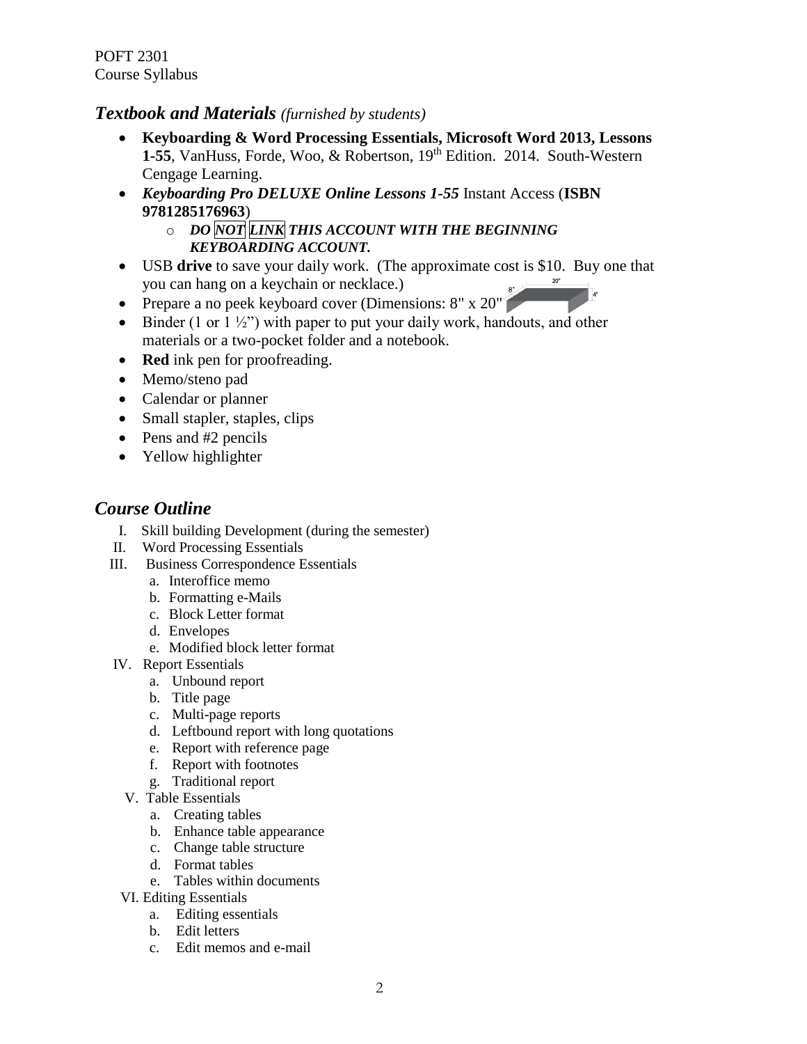## *Textbook and Materials* *(furnished by students)*

- **Keyboarding & Word Processing Essentials, Microsoft Word 2013, Lessons 1-55**, VanHuss, Forde, Woo, & Robertson, 19th Edition. 2014. South-Western Cengage Learning.
- ***Keyboarding Pro DELUXE Online Lessons 1-55*** Instant Access (**ISBN 9781285176963**)
    - ***DO NOT LINK THIS ACCOUNT WITH THE BEGINNING KEYBOARDING ACCOUNT.***
- USB **drive** to save your daily work. (The approximate cost is $10. Buy one that you can hang on a keychain or necklace.)
- Prepare a no peek keyboard cover (Dimensions: 8" x 20"
- Binder (1 or 1 ½") with paper to put your daily work, handouts, and other materials or a two-pocket folder and a notebook.
- **Red** ink pen for proofreading.
- Memo/steno pad
- Calendar or planner
- Small stapler, staples, clips
- Pens and #2 pencils
- Yellow highlighter

## *Course Outline*

I. Skill building Development (during the semester)

II. Word Processing Essentials

III. Business Correspondence Essentials
   a. Interoffice memo
   b. Formatting e-Mails
   c. Block Letter format
   d. Envelopes
   e. Modified block letter format

IV. Report Essentials
   a. Unbound report
   b. Title page
   c. Multi-page reports
   d. Leftbound report with long quotations
   e. Report with reference page
   f. Report with footnotes
   g. Traditional report

V. Table Essentials
   a. Creating tables
   b. Enhance table appearance
   c. Change table structure
   d. Format tables
   e. Tables within documents

VI. Editing Essentials
   a. Editing essentials
   b. Edit letters
   c. Edit memos and e-mail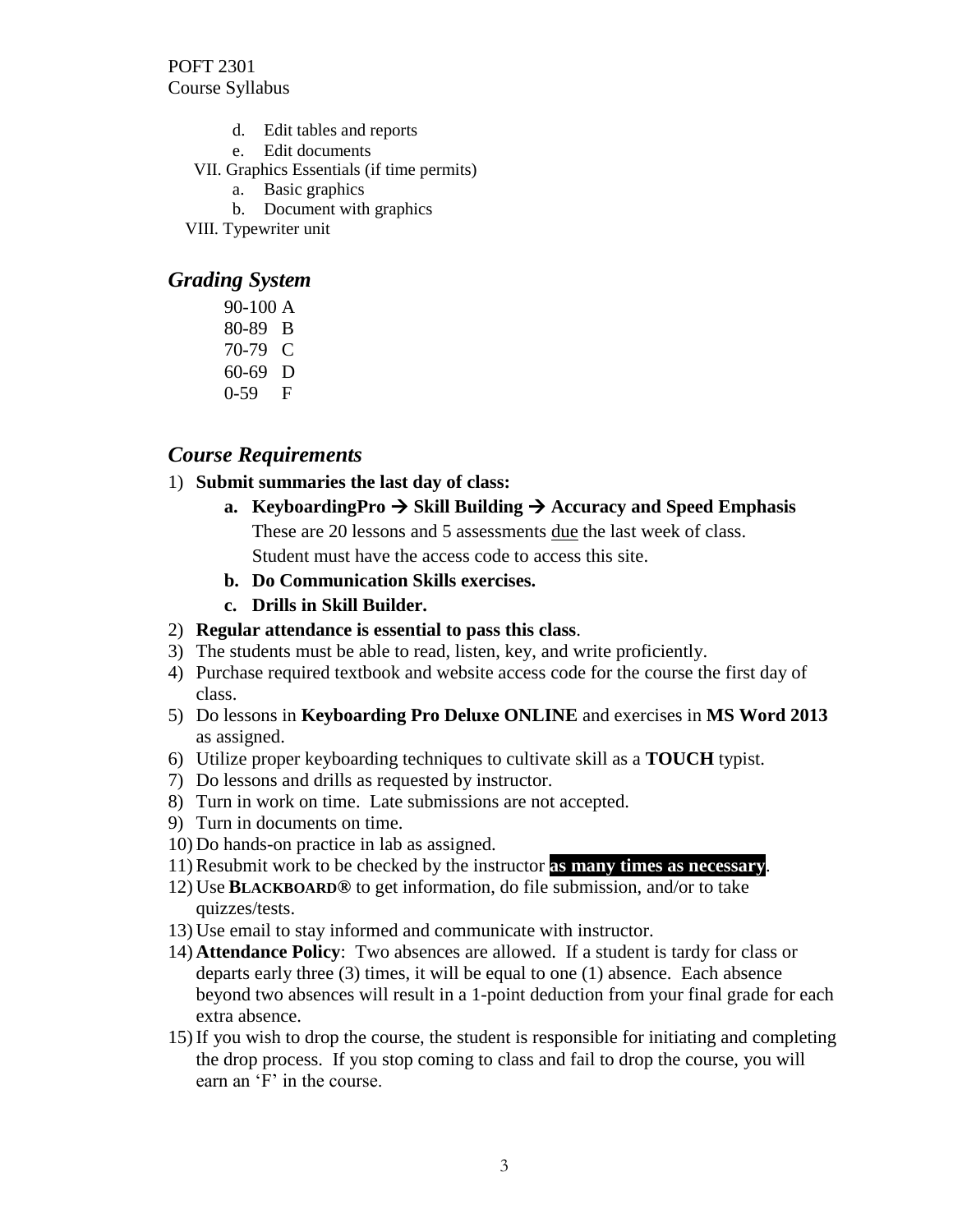d. Edit tables and reports
   e. Edit documents

VII. Graphics Essentials (if time permits)
   a. Basic graphics
   b. Document with graphics

VIII. Typewriter unit

## *Grading System*

90-100 A
80-89 B
70-79 C
60-69 D
0-59 F

## *Course Requirements*

1) **Submit summaries the last day of class:**
   a. **KeyboardingPro → Skill Building → Accuracy and Speed Emphasis**
      These are 20 lessons and 5 assessments due the last week of class.
      Student must have the access code to access this site.
   b. **Do Communication Skills exercises.**
   c. **Drills in Skill Builder.**
2) **Regular attendance is essential to pass this class**.
3) The students must be able to read, listen, key, and write proficiently.
4) Purchase required textbook and website access code for the course the first day of class.
5) Do lessons in **Keyboarding Pro Deluxe ONLINE** and exercises in **MS Word 2013** as assigned.
6) Utilize proper keyboarding techniques to cultivate skill as a **TOUCH** typist.
7) Do lessons and drills as requested by instructor.
8) Turn in work on time. Late submissions are not accepted.
9) Turn in documents on time.
10) Do hands-on practice in lab as assigned.
11) Resubmit work to be checked by the instructor **as many times as necessary**.
12) Use **BLACKBOARD®** to get information, do file submission, and/or to take quizzes/tests.
13) Use email to stay informed and communicate with instructor.
14) **Attendance Policy**: Two absences are allowed. If a student is tardy for class or departs early three (3) times, it will be equal to one (1) absence. Each absence beyond two absences will result in a 1-point deduction from your final grade for each extra absence.
15) If you wish to drop the course, the student is responsible for initiating and completing the drop process. If you stop coming to class and fail to drop the course, you will earn an 'F' in the course.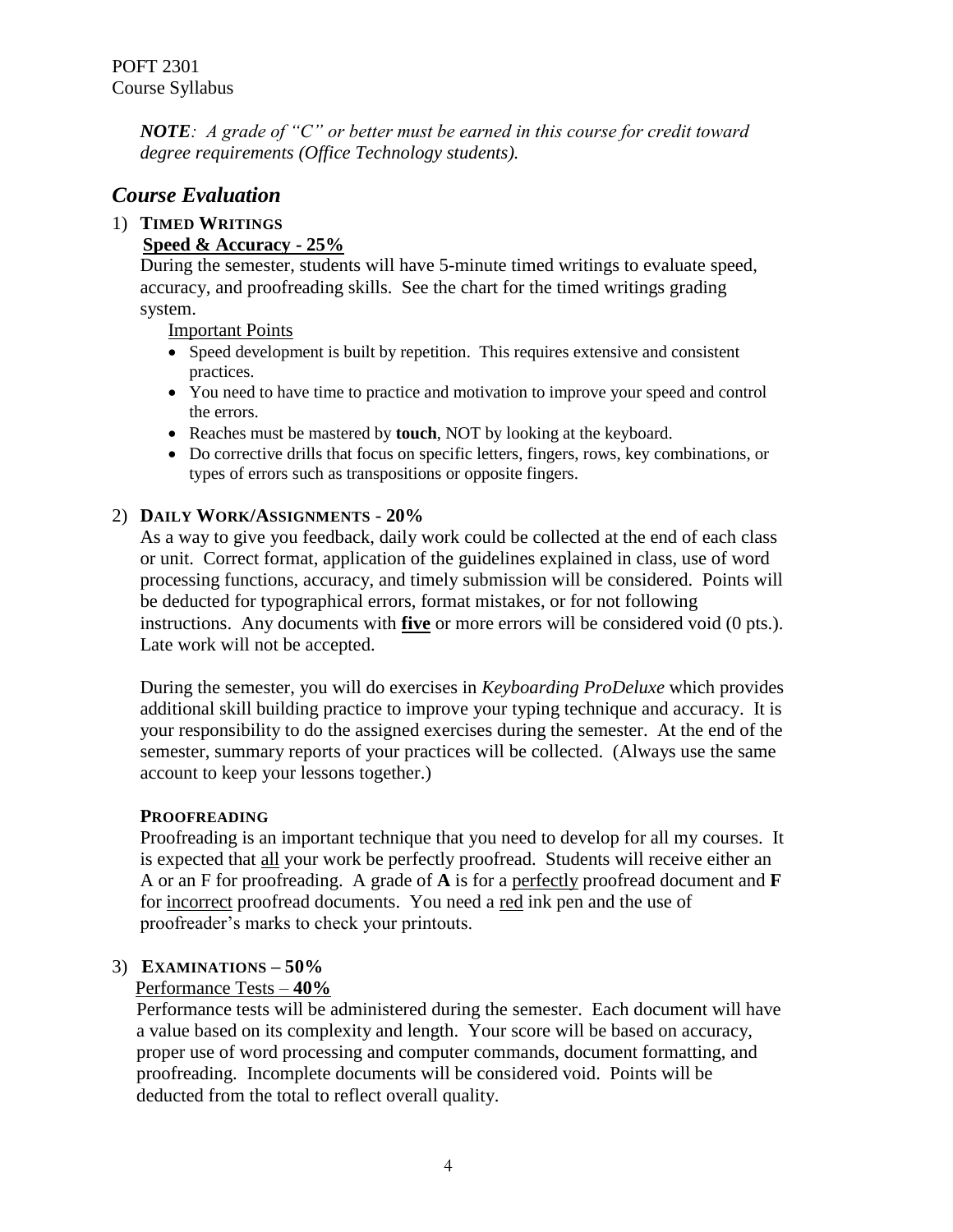*__NOTE__: A grade of "C" or better must be earned in this course for credit toward degree requirements (Office Technology students).*

## *Course Evaluation*

1) **TIMED WRITINGS**

   **Speed & Accuracy - 25%**

   During the semester, students will have 5-minute timed writings to evaluate speed, accuracy, and proofreading skills. See the chart for the timed writings grading system.

   Important Points

   - Speed development is built by repetition. This requires extensive and consistent practices.
   - You need to have time to practice and motivation to improve your speed and control the errors.
   - Reaches must be mastered by **touch**, NOT by looking at the keyboard.
   - Do corrective drills that focus on specific letters, fingers, rows, key combinations, or types of errors such as transpositions or opposite fingers.

2) **DAILY WORK/ASSIGNMENTS - 20%**

   As a way to give you feedback, daily work could be collected at the end of each class or unit. Correct format, application of the guidelines explained in class, use of word processing functions, accuracy, and timely submission will be considered. Points will be deducted for typographical errors, format mistakes, or for not following instructions. Any documents with **five** or more errors will be considered void (0 pts.). Late work will not be accepted.

   During the semester, you will do exercises in *Keyboarding ProDeluxe* which provides additional skill building practice to improve your typing technique and accuracy. It is your responsibility to do the assigned exercises during the semester. At the end of the semester, summary reports of your practices will be collected. (Always use the same account to keep your lessons together.)

   **PROOFREADING**

   Proofreading is an important technique that you need to develop for all my courses. It is expected that all your work be perfectly proofread. Students will receive either an A or an F for proofreading. A grade of **A** is for a perfectly proofread document and **F** for incorrect proofread documents. You need a red ink pen and the use of proofreader's marks to check your printouts.

3) **EXAMINATIONS – 50%**

   Performance Tests – **40%**

   Performance tests will be administered during the semester. Each document will have a value based on its complexity and length. Your score will be based on accuracy, proper use of word processing and computer commands, document formatting, and proofreading. Incomplete documents will be considered void. Points will be deducted from the total to reflect overall quality.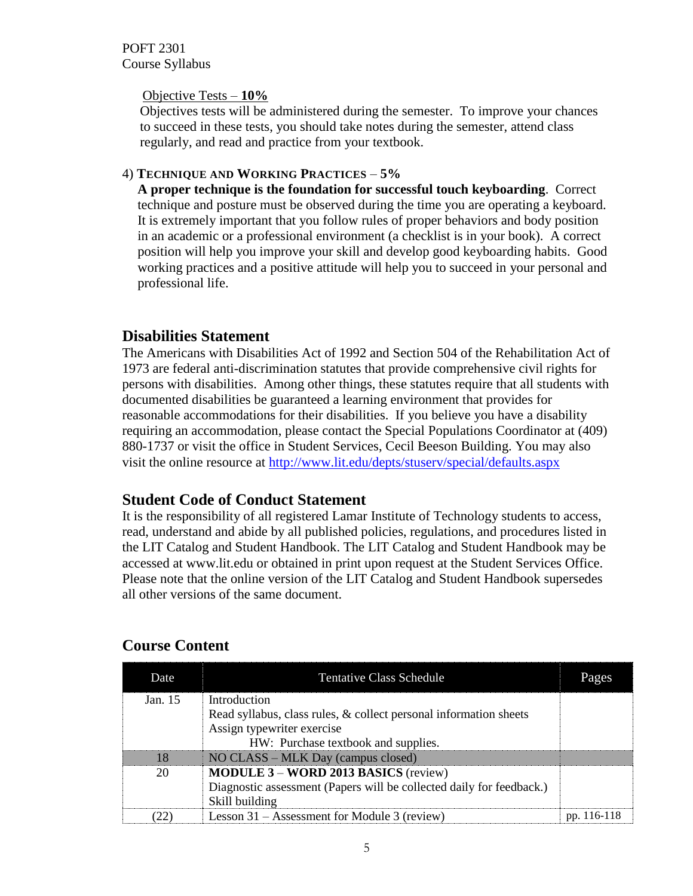Objective Tests – **10%**

Objectives tests will be administered during the semester. To improve your chances to succeed in these tests, you should take notes during the semester, attend class regularly, and read and practice from your textbook.

4) **TECHNIQUE AND WORKING PRACTICES** – **5%**

**A proper technique is the foundation for successful touch keyboarding**. Correct technique and posture must be observed during the time you are operating a keyboard. It is extremely important that you follow rules of proper behaviors and body position in an academic or a professional environment (a checklist is in your book). A correct position will help you improve your skill and develop good keyboarding habits. Good working practices and a positive attitude will help you to succeed in your personal and professional life.

## Disabilities Statement

The Americans with Disabilities Act of 1992 and Section 504 of the Rehabilitation Act of 1973 are federal anti-discrimination statutes that provide comprehensive civil rights for persons with disabilities. Among other things, these statutes require that all students with documented disabilities be guaranteed a learning environment that provides for reasonable accommodations for their disabilities. If you believe you have a disability requiring an accommodation, please contact the Special Populations Coordinator at (409) 880-1737 or visit the office in Student Services, Cecil Beeson Building. You may also visit the online resource at http://www.lit.edu/depts/stuserv/special/defaults.aspx

## Student Code of Conduct Statement

It is the responsibility of all registered Lamar Institute of Technology students to access, read, understand and abide by all published policies, regulations, and procedures listed in the LIT Catalog and Student Handbook. The LIT Catalog and Student Handbook may be accessed at www.lit.edu or obtained in print upon request at the Student Services Office. Please note that the online version of the LIT Catalog and Student Handbook supersedes all other versions of the same document.

## Course Content

| Date | Tentative Class Schedule | Pages |
|---|---|---|
| Jan. 15 | Introduction<br>Read syllabus, class rules, & collect personal information sheets<br>Assign typewriter exercise<br>HW: Purchase textbook and supplies. | |
| 18 | NO CLASS – MLK Day (campus closed) | |
| 20 | **MODULE 3** – **WORD 2013 BASICS** (review)<br>Diagnostic assessment (Papers will be collected daily for feedback.)<br>Skill building | |
| (22) | Lesson 31 – Assessment for Module 3 (review) | pp. 116-118 |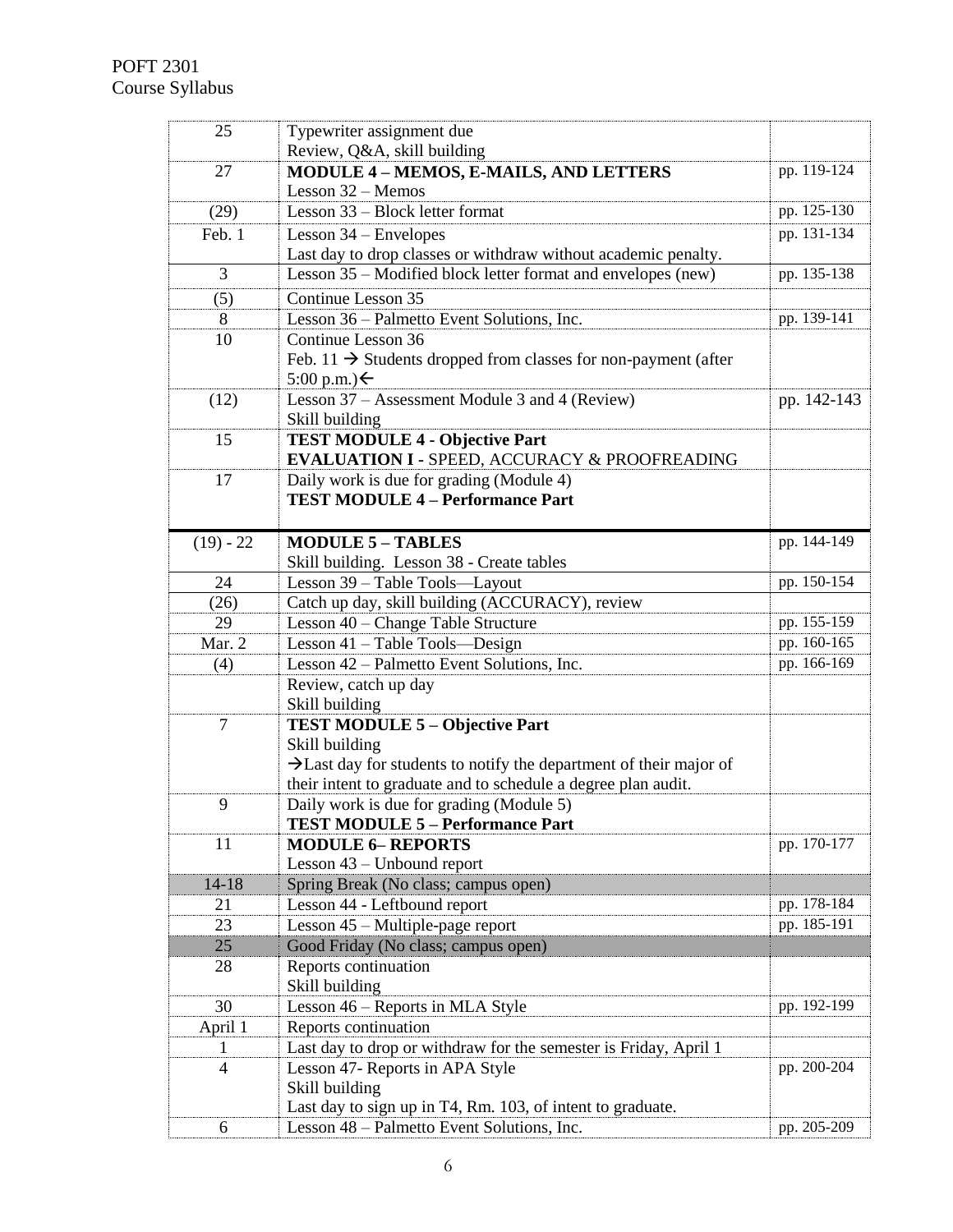| | | |
|---|---|---|
| 25 | Typewriter assignment due<br>Review, Q&A, skill building | |
| 27 | **MODULE 4 – MEMOS, E-MAILS, AND LETTERS**<br>Lesson 32 – Memos | pp. 119-124 |
| (29) | Lesson 33 – Block letter format | pp. 125-130 |
| Feb. 1 | Lesson 34 – Envelopes<br>Last day to drop classes or withdraw without academic penalty. | pp. 131-134 |
| 3 | Lesson 35 – Modified block letter format and envelopes (new) | pp. 135-138 |
| (5) | Continue Lesson 35 | |
| 8 | Lesson 36 – Palmetto Event Solutions, Inc. | pp. 139-141 |
| 10 | Continue Lesson 36<br>Feb. 11 → Students dropped from classes for non-payment (after 5:00 p.m.)← | |
| (12) | Lesson 37 – Assessment Module 3 and 4 (Review)<br>Skill building | pp. 142-143 |
| 15 | **TEST MODULE 4 - Objective Part**<br>**EVALUATION I** - SPEED, ACCURACY & PROOFREADING | |
| 17 | Daily work is due for grading (Module 4)<br>**TEST MODULE 4 – Performance Part** | |
| (19) - 22 | **MODULE 5 – TABLES**<br>Skill building. Lesson 38 - Create tables | pp. 144-149 |
| 24 | Lesson 39 – Table Tools—Layout | pp. 150-154 |
| (26) | Catch up day, skill building (ACCURACY), review | |
| 29 | Lesson 40 – Change Table Structure | pp. 155-159 |
| Mar. 2 | Lesson 41 – Table Tools—Design | pp. 160-165 |
| (4) | Lesson 42 – Palmetto Event Solutions, Inc. | pp. 166-169 |
| | Review, catch up day<br>Skill building | |
| 7 | **TEST MODULE 5 – Objective Part**<br>Skill building<br>→Last day for students to notify the department of their major of their intent to graduate and to schedule a degree plan audit. | |
| 9 | Daily work is due for grading (Module 5)<br>**TEST MODULE 5 – Performance Part** | |
| 11 | **MODULE 6– REPORTS**<br>Lesson 43 – Unbound report | pp. 170-177 |
| 14-18 | Spring Break (No class; campus open) | |
| 21 | Lesson 44 - Leftbound report | pp. 178-184 |
| 23 | Lesson 45 – Multiple-page report | pp. 185-191 |
| 25 | Good Friday (No class; campus open) | |
| 28 | Reports continuation<br>Skill building | |
| 30 | Lesson 46 – Reports in MLA Style | pp. 192-199 |
| April 1 | Reports continuation | |
| 1 | Last day to drop or withdraw for the semester is Friday, April 1 | |
| 4 | Lesson 47- Reports in APA Style<br>Skill building<br>Last day to sign up in T4, Rm. 103, of intent to graduate. | pp. 200-204 |
| 6 | Lesson 48 – Palmetto Event Solutions, Inc. | pp. 205-209 |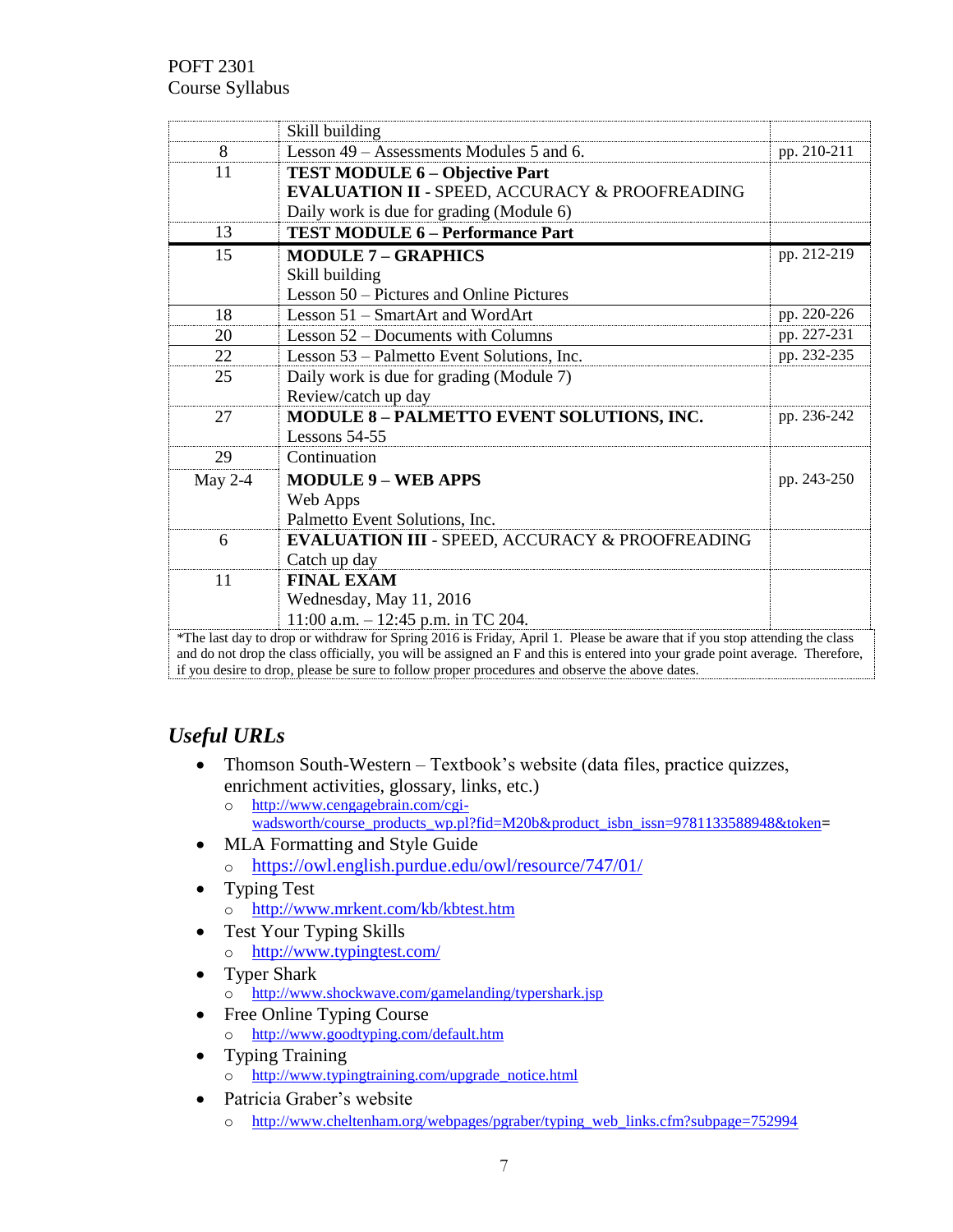| | | |
|---|---|---|
| | Skill building | |
| 8 | Lesson 49 – Assessments Modules 5 and 6. | pp. 210-211 |
| 11 | **TEST MODULE 6 – Objective Part**<br>**EVALUATION II** - SPEED, ACCURACY & PROOFREADING<br>Daily work is due for grading (Module 6) | |
| 13 | **TEST MODULE 6 – Performance Part** | |
| 15 | **MODULE 7 – GRAPHICS**<br>Skill building<br>Lesson 50 – Pictures and Online Pictures | pp. 212-219 |
| 18 | Lesson 51 – SmartArt and WordArt | pp. 220-226 |
| 20 | Lesson 52 – Documents with Columns | pp. 227-231 |
| 22 | Lesson 53 – Palmetto Event Solutions, Inc. | pp. 232-235 |
| 25 | Daily work is due for grading (Module 7)<br>Review/catch up day | |
| 27 | **MODULE 8 – PALMETTO EVENT SOLUTIONS, INC.**<br>Lessons 54-55 | pp. 236-242 |
| 29 | Continuation | |
| May 2-4 | **MODULE 9 – WEB APPS**<br>Web Apps<br>Palmetto Event Solutions, Inc. | pp. 243-250 |
| 6 | **EVALUATION III** - SPEED, ACCURACY & PROOFREADING<br>Catch up day | |
| 11 | **FINAL EXAM**<br>Wednesday, May 11, 2016<br>11:00 a.m. – 12:45 p.m. in TC 204. | |

*The last day to drop or withdraw for Spring 2016 is Friday, April 1. Please be aware that if you stop attending the class and do not drop the class officially, you will be assigned an F and this is entered into your grade point average. Therefore, if you desire to drop, please be sure to follow proper procedures and observe the above dates.

## *Useful URLs*

- Thomson South-Western – Textbook's website (data files, practice quizzes, enrichment activities, glossary, links, etc.)
  - http://www.cengagebrain.com/cgi-wadsworth/course_products_wp.pl?fid=M20b&product_isbn_issn=9781133588948&token=
- MLA Formatting and Style Guide
  - https://owl.english.purdue.edu/owl/resource/747/01/
- Typing Test
  - http://www.mrkent.com/kb/kbtest.htm
- Test Your Typing Skills
  - http://www.typingtest.com/
- Typer Shark
  - http://www.shockwave.com/gamelanding/typershark.jsp
- Free Online Typing Course
  - http://www.goodtyping.com/default.htm
- Typing Training
  - http://www.typingtraining.com/upgrade_notice.html
- Patricia Graber's website
  - http://www.cheltenham.org/webpages/pgraber/typing_web_links.cfm?subpage=752994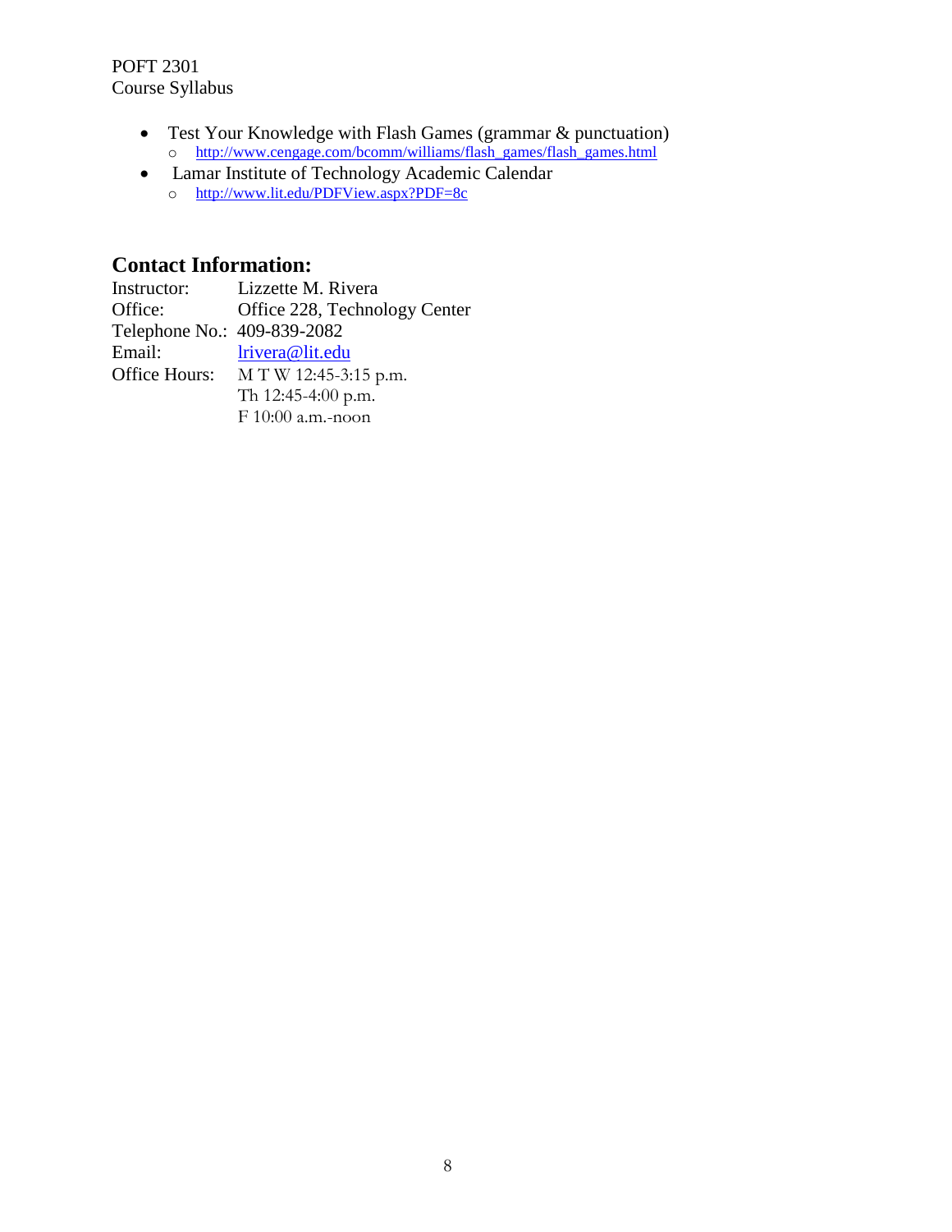- Test Your Knowledge with Flash Games (grammar & punctuation)
  - http://www.cengage.com/bcomm/williams/flash_games/flash_games.html
- Lamar Institute of Technology Academic Calendar
  - http://www.lit.edu/PDFView.aspx?PDF=8c

## Contact Information:

| | |
|---|---|
| Instructor: | Lizzette M. Rivera |
| Office: | Office 228, Technology Center |
| Telephone No.: | 409-839-2082 |
| Email: | lrivera@lit.edu |
| Office Hours: | M T W 12:45-3:15 p.m. |
| | Th 12:45-4:00 p.m. |
| | F 10:00 a.m.-noon |